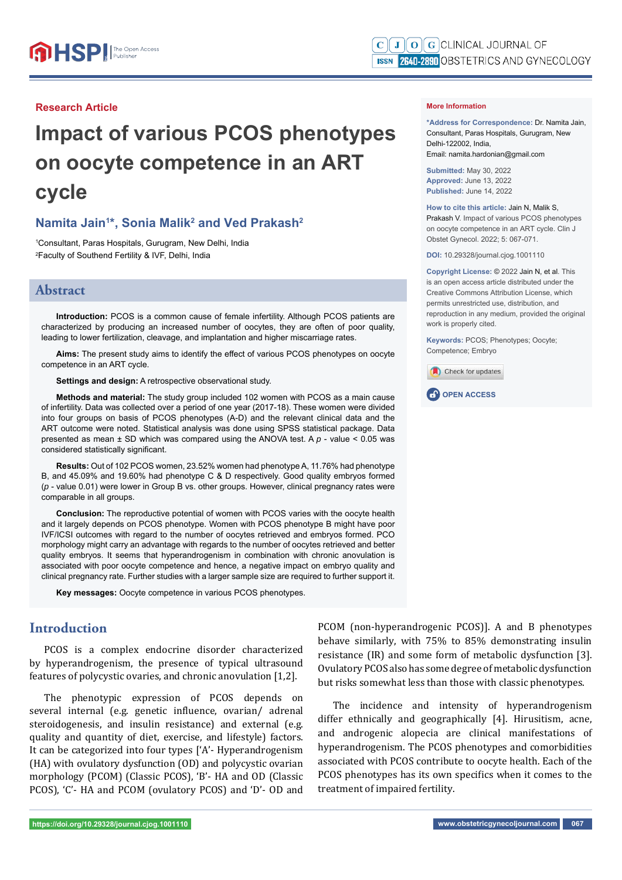Research Article

# Impact of various PCOS phenotypes on oocyte competence in an ART cycle

## Namita Jain[1*], Sonia Malik[2] and Ved Prakash[2]

[1]Consultant, Paras Hospitals, Gurugram, New Delhi, India
[2]Faculty of Southend Fertility & IVF, Delhi, India

**More Information**

**\*Address for Correspondence:** Dr. Namita Jain, Consultant, Paras Hospitals, Gurugram, New Delhi-122002, India,
Email: namita.hardonian@gmail.com

**Submitted:** May 30, 2022
**Approved:** June 13, 2022
**Published:** June 14, 2022

**How to cite this article:** Jain N, Malik S, Prakash V. Impact of various PCOS phenotypes on oocyte competence in an ART cycle. Clin J Obstet Gynecol. 2022; 5: 067-071.

**DOI:** 10.29328/journal.cjog.1001110

**Copyright License:** © 2022 Jain N, et al. This is an open access article distributed under the Creative Commons Attribution License, which permits unrestricted use, distribution, and reproduction in any medium, provided the original work is properly cited.

**Keywords:** PCOS; Phenotypes; Oocyte; Competence; Embryo

OPEN ACCESS

## Abstract

**Introduction:** PCOS is a common cause of female infertility. Although PCOS patients are characterized by producing an increased number of oocytes, they are often of poor quality, leading to lower fertilization, cleavage, and implantation and higher miscarriage rates.

**Aims:** The present study aims to identify the effect of various PCOS phenotypes on oocyte competence in an ART cycle.

**Settings and design:** A retrospective observational study.

**Methods and material:** The study group included 102 women with PCOS as a main cause of infertility. Data was collected over a period of one year (2017-18). These women were divided into four groups on basis of PCOS phenotypes (A-D) and the relevant clinical data and the ART outcome were noted. Statistical analysis was done using SPSS statistical package. Data presented as mean ± SD which was compared using the ANOVA test. A $p$ - value < 0.05 was considered statistically significant.

**Results:** Out of 102 PCOS women, 23.52% women had phenotype A, 11.76% had phenotype B, and 45.09% and 19.60% had phenotype C & D respectively. Good quality embryos formed ($p$ - value 0.01) were lower in Group B vs. other groups. However, clinical pregnancy rates were comparable in all groups.

**Conclusion:** The reproductive potential of women with PCOS varies with the oocyte health and it largely depends on PCOS phenotype. Women with PCOS phenotype B might have poor IVF/ICSI outcomes with regard to the number of oocytes retrieved and embryos formed. PCO morphology might carry an advantage with regards to the number of oocytes retrieved and better quality embryos. It seems that hyperandrogenism in combination with chronic anovulation is associated with poor oocyte competence and hence, a negative impact on embryo quality and clinical pregnancy rate. Further studies with a larger sample size are required to further support it.

**Key messages:** Oocyte competence in various PCOS phenotypes.

## Introduction

PCOS is a complex endocrine disorder characterized by hyperandrogenism, the presence of typical ultrasound features of polycystic ovaries, and chronic anovulation [1,2].

The phenotypic expression of PCOS depends on several internal (e.g. genetic influence, ovarian/ adrenal steroidogenesis, and insulin resistance) and external (e.g. quality and quantity of diet, exercise, and lifestyle) factors. It can be categorized into four types ['A'- Hyperandrogenism (HA) with ovulatory dysfunction (OD) and polycystic ovarian morphology (PCOM) (Classic PCOS), 'B'- HA and OD (Classic PCOS), 'C'- HA and PCOM (ovulatory PCOS) and 'D'- OD and PCOM (non-hyperandrogenic PCOS)]. A and B phenotypes behave similarly, with 75% to 85% demonstrating insulin resistance (IR) and some form of metabolic dysfunction [3]. Ovulatory PCOS also has some degree of metabolic dysfunction but risks somewhat less than those with classic phenotypes.

The incidence and intensity of hyperandrogenism differ ethnically and geographically [4]. Hirusitism, acne, and androgenic alopecia are clinical manifestations of hyperandrogenism. The PCOS phenotypes and comorbidities associated with PCOS contribute to oocyte health. Each of the PCOS phenotypes has its own specifics when it comes to the treatment of impaired fertility.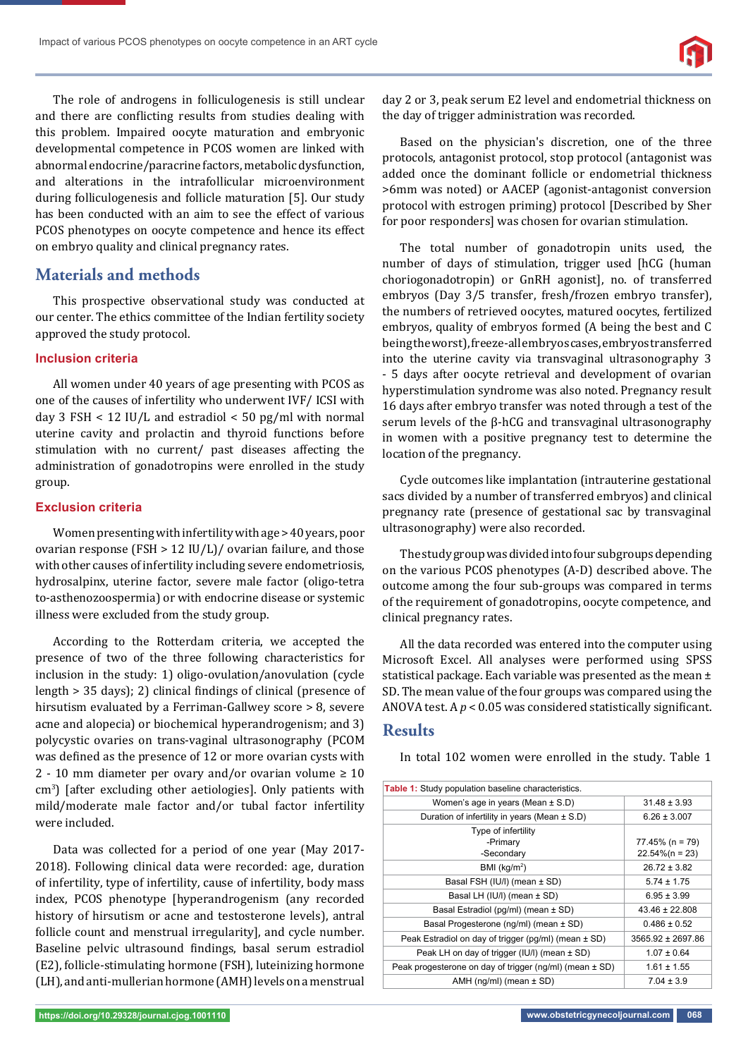The role of androgens in folliculogenesis is still unclear and there are conflicting results from studies dealing with this problem. Impaired oocyte maturation and embryonic developmental competence in PCOS women are linked with abnormal endocrine/paracrine factors, metabolic dysfunction, and alterations in the intrafollicular microenvironment during folliculogenesis and follicle maturation [5]. Our study has been conducted with an aim to see the effect of various PCOS phenotypes on oocyte competence and hence its effect on embryo quality and clinical pregnancy rates.

## Materials and methods

This prospective observational study was conducted at our center. The ethics committee of the Indian fertility society approved the study protocol.

### Inclusion criteria

All women under 40 years of age presenting with PCOS as one of the causes of infertility who underwent IVF/ ICSI with day 3 FSH < 12 IU/L and estradiol < 50 pg/ml with normal uterine cavity and prolactin and thyroid functions before stimulation with no current/ past diseases affecting the administration of gonadotropins were enrolled in the study group.

### Exclusion criteria

Women presenting with infertility with age > 40 years, poor ovarian response (FSH > 12 IU/L)/ ovarian failure, and those with other causes of infertility including severe endometriosis, hydrosalpinx, uterine factor, severe male factor (oligo-tetra to-asthenozoospermia) or with endocrine disease or systemic illness were excluded from the study group.

According to the Rotterdam criteria, we accepted the presence of two of the three following characteristics for inclusion in the study: 1) oligo-ovulation/anovulation (cycle length > 35 days); 2) clinical findings of clinical (presence of hirsutism evaluated by a Ferriman-Gallwey score > 8, severe acne and alopecia) or biochemical hyperandrogenism; and 3) polycystic ovaries on trans-vaginal ultrasonography (PCOM was defined as the presence of 12 or more ovarian cysts with 2 - 10 mm diameter per ovary and/or ovarian volume ≥ 10 $cm^3$) [after excluding other aetiologies]. Only patients with mild/moderate male factor and/or tubal factor infertility were included.

Data was collected for a period of one year (May 2017-2018). Following clinical data were recorded: age, duration of infertility, type of infertility, cause of infertility, body mass index, PCOS phenotype [hyperandrogenism (any recorded history of hirsutism or acne and testosterone levels), antral follicle count and menstrual irregularity], and cycle number. Baseline pelvic ultrasound findings, basal serum estradiol (E2), follicle-stimulating hormone (FSH), luteinizing hormone (LH), and anti-mullerian hormone (AMH) levels on a menstrual day 2 or 3, peak serum E2 level and endometrial thickness on the day of trigger administration was recorded.

Based on the physician's discretion, one of the three protocols, antagonist protocol, stop protocol (antagonist was added once the dominant follicle or endometrial thickness >6mm was noted) or AACEP (agonist-antagonist conversion protocol with estrogen priming) protocol [Described by Sher for poor responders] was chosen for ovarian stimulation.

The total number of gonadotropin units used, the number of days of stimulation, trigger used [hCG (human choriogonadotropin) or GnRH agonist], no. of transferred embryos (Day 3/5 transfer, fresh/frozen embryo transfer), the numbers of retrieved oocytes, matured oocytes, fertilized embryos, quality of embryos formed (A being the best and C being the worst), freeze-all embryos cases, embryos transferred into the uterine cavity via transvaginal ultrasonography 3 - 5 days after oocyte retrieval and development of ovarian hyperstimulation syndrome was also noted. Pregnancy result 16 days after embryo transfer was noted through a test of the serum levels of the β-hCG and transvaginal ultrasonography in women with a positive pregnancy test to determine the location of the pregnancy.

Cycle outcomes like implantation (intrauterine gestational sacs divided by a number of transferred embryos) and clinical pregnancy rate (presence of gestational sac by transvaginal ultrasonography) were also recorded.

The study group was divided into four subgroups depending on the various PCOS phenotypes (A-D) described above. The outcome among the four sub-groups was compared in terms of the requirement of gonadotropins, oocyte competence, and clinical pregnancy rates.

All the data recorded was entered into the computer using Microsoft Excel. All analyses were performed using SPSS statistical package. Each variable was presented as the mean ± SD. The mean value of the four groups was compared using the ANOVA test. A $p < 0.05$ was considered statistically significant.

## Results

In total 102 women were enrolled in the study. Table 1

**Table 1:** Study population baseline characteristics.

| | |
|---|---|
| Women's age in years (Mean ± S.D) | 31.48 ± 3.93 |
| Duration of infertility in years (Mean ± S.D) | 6.26 ± 3.007 |
| Type of infertility<br>-Primary<br>-Secondary | <br>77.45% (n = 79)<br>22.54%(n = 23) |
| BMI ($kg/m^2$) | 26.72 ± 3.82 |
| Basal FSH (IU/l) (mean ± SD) | 5.74 ± 1.75 |
| Basal LH (IU/l) (mean ± SD) | 6.95 ± 3.99 |
| Basal Estradiol (pg/ml) (mean ± SD) | 43.46 ± 22.808 |
| Basal Progesterone (ng/ml) (mean ± SD) | 0.486 ± 0.52 |
| Peak Estradiol on day of trigger (pg/ml) (mean ± SD) | 3565.92 ± 2697.86 |
| Peak LH on day of trigger (IU/l) (mean ± SD) | 1.07 ± 0.64 |
| Peak progesterone on day of trigger (ng/ml) (mean ± SD) | 1.61 ± 1.55 |
| AMH (ng/ml) (mean ± SD) | 7.04 ± 3.9 |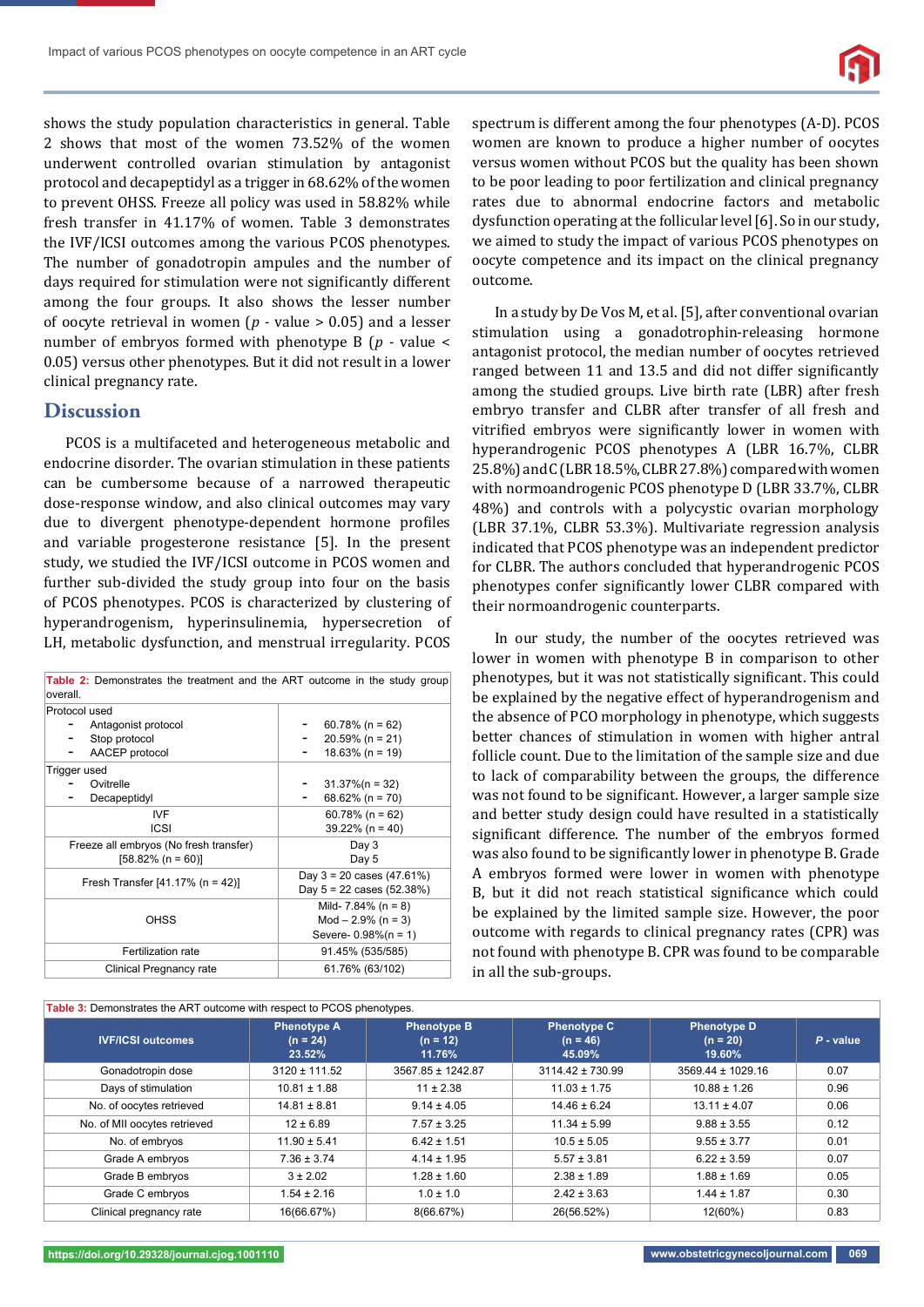shows the study population characteristics in general. Table 2 shows that most of the women 73.52% of the women underwent controlled ovarian stimulation by antagonist protocol and decapeptidyl as a trigger in 68.62% of the women to prevent OHSS. Freeze all policy was used in 58.82% while fresh transfer in 41.17% of women. Table 3 demonstrates the IVF/ICSI outcomes among the various PCOS phenotypes. The number of gonadotropin ampules and the number of days required for stimulation were not significantly different among the four groups. It also shows the lesser number of oocyte retrieval in women ($p$ - value > 0.05) and a lesser number of embryos formed with phenotype B ($p$ - value < 0.05) versus other phenotypes. But it did not result in a lower clinical pregnancy rate.

## Discussion

PCOS is a multifaceted and heterogeneous metabolic and endocrine disorder. The ovarian stimulation in these patients can be cumbersome because of a narrowed therapeutic dose-response window, and also clinical outcomes may vary due to divergent phenotype-dependent hormone profiles and variable progesterone resistance [5]. In the present study, we studied the IVF/ICSI outcome in PCOS women and further sub-divided the study group into four on the basis of PCOS phenotypes. PCOS is characterized by clustering of hyperandrogenism, hyperinsulinemia, hypersecretion of LH, metabolic dysfunction, and menstrual irregularity. PCOS spectrum is different among the four phenotypes (A-D). PCOS women are known to produce a higher number of oocytes versus women without PCOS but the quality has been shown to be poor leading to poor fertilization and clinical pregnancy rates due to abnormal endocrine factors and metabolic dysfunction operating at the follicular level [6]. So in our study, we aimed to study the impact of various PCOS phenotypes on oocyte competence and its impact on the clinical pregnancy outcome.

In a study by De Vos M, et al. [5], after conventional ovarian stimulation using a gonadotrophin-releasing hormone antagonist protocol, the median number of oocytes retrieved ranged between 11 and 13.5 and did not differ significantly among the studied groups. Live birth rate (LBR) after fresh embryo transfer and CLBR after transfer of all fresh and vitrified embryos were significantly lower in women with hyperandrogenic PCOS phenotypes A (LBR 16.7%, CLBR 25.8%) and C (LBR 18.5%, CLBR 27.8%) compared with women with normoandrogenic PCOS phenotype D (LBR 33.7%, CLBR 48%) and controls with a polycystic ovarian morphology (LBR 37.1%, CLBR 53.3%). Multivariate regression analysis indicated that PCOS phenotype was an independent predictor for CLBR. The authors concluded that hyperandrogenic PCOS phenotypes confer significantly lower CLBR compared with their normoandrogenic counterparts.

In our study, the number of the oocytes retrieved was lower in women with phenotype B in comparison to other phenotypes, but it was not statistically significant. This could be explained by the negative effect of hyperandrogenism and the absence of PCO morphology in phenotype, which suggests better chances of stimulation in women with higher antral follicle count. Due to the limitation of the sample size and due to lack of comparability between the groups, the difference was not found to be significant. However, a larger sample size and better study design could have resulted in a statistically significant difference. The number of the embryos formed was also found to be significantly lower in phenotype B. Grade A embryos formed were lower in women with phenotype B, but it did not reach statistical significance which could be explained by the limited sample size. However, the poor outcome with regards to clinical pregnancy rates (CPR) was not found with phenotype B. CPR was found to be comparable in all the sub-groups.

**Table 2:** Demonstrates the treatment and the ART outcome in the study group overall.

| | |
|---|---|
| Protocol used<br>- Antagonist protocol<br>- Stop protocol<br>- AACEP protocol | <br>- 60.78% (n = 62)<br>- 20.59% (n = 21)<br>- 18.63% (n = 19) |
| Trigger used<br>- Ovitrelle<br>- Decapeptidyl | <br>- 31.37%(n = 32)<br>- 68.62% (n = 70) |
| IVF<br>ICSI | 60.78% (n = 62)<br>39.22% (n = 40) |
| Freeze all embryos (No fresh transfer) [58.82% (n = 60)] | Day 3<br>Day 5 |
| Fresh Transfer [41.17% (n = 42)] | Day 3 = 20 cases (47.61%)<br>Day 5 = 22 cases (52.38%) |
| OHSS | Mild- 7.84% (n = 8)<br>Mod – 2.9% (n = 3)<br>Severe- 0.98%(n = 1) |
| Fertilization rate | 91.45% (535/585) |
| Clinical Pregnancy rate | 61.76% (63/102) |

**Table 3:** Demonstrates the ART outcome with respect to PCOS phenotypes.

| IVF/ICSI outcomes | Phenotype A (n = 24) 23.52% | Phenotype B (n = 12) 11.76% | Phenotype C (n = 46) 45.09% | Phenotype D (n = 20) 19.60% | *P* - value |
|---|---|---|---|---|---|
| Gonadotropin dose | 3120 ± 111.52 | 3567.85 ± 1242.87 | 3114.42 ± 730.99 | 3569.44 ± 1029.16 | 0.07 |
| Days of stimulation | 10.81 ± 1.88 | 11 ± 2.38 | 11.03 ± 1.75 | 10.88 ± 1.26 | 0.96 |
| No. of oocytes retrieved | 14.81 ± 8.81 | 9.14 ± 4.05 | 14.46 ± 6.24 | 13.11 ± 4.07 | 0.06 |
| No. of MII oocytes retrieved | 12 ± 6.89 | 7.57 ± 3.25 | 11.34 ± 5.99 | 9.88 ± 3.55 | 0.12 |
| No. of embryos | 11.90 ± 5.41 | 6.42 ± 1.51 | 10.5 ± 5.05 | 9.55 ± 3.77 | 0.01 |
| Grade A embryos | 7.36 ± 3.74 | 4.14 ± 1.95 | 5.57 ± 3.81 | 6.22 ± 3.59 | 0.07 |
| Grade B embryos | 3 ± 2.02 | 1.28 ± 1.60 | 2.38 ± 1.89 | 1.88 ± 1.69 | 0.05 |
| Grade C embryos | 1.54 ± 2.16 | 1.0 ± 1.0 | 2.42 ± 3.63 | 1.44 ± 1.87 | 0.30 |
| Clinical pregnancy rate | 16(66.67%) | 8(66.67%) | 26(56.52%) | 12(60%) | 0.83 |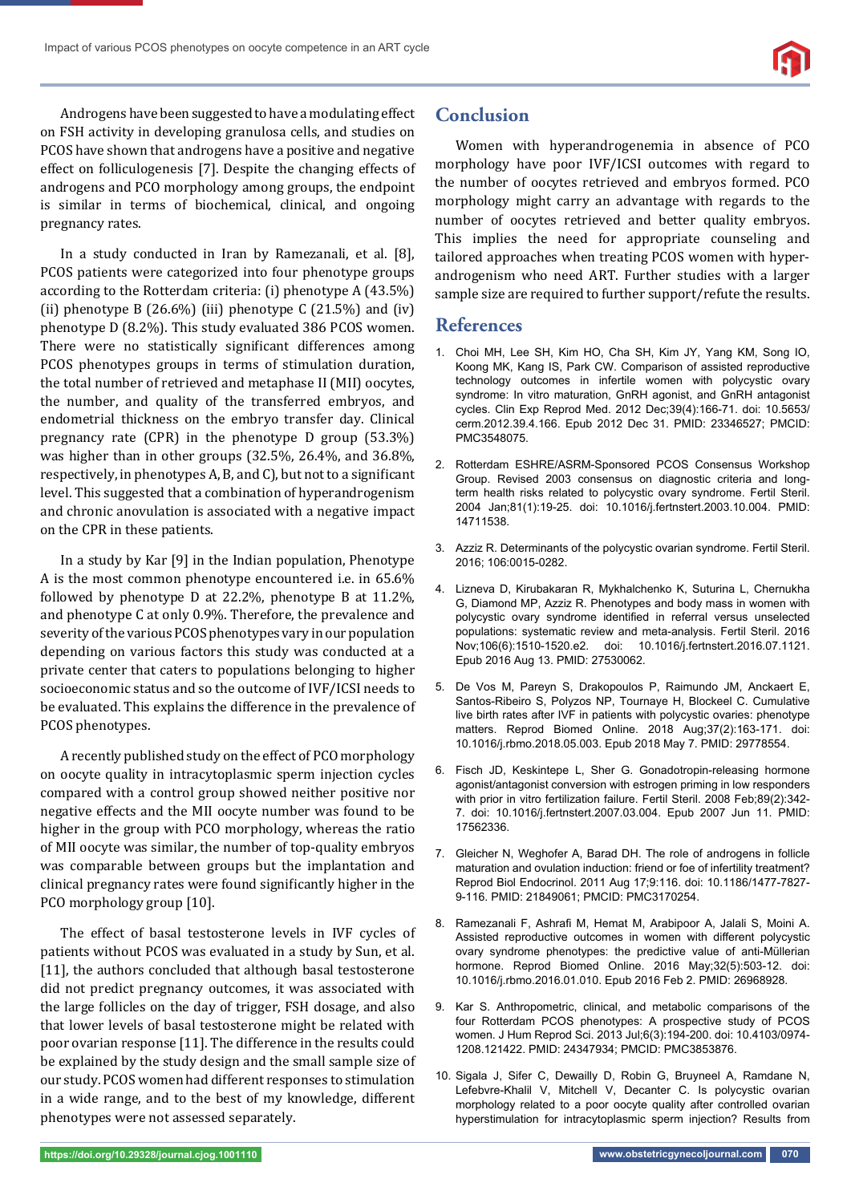Androgens have been suggested to have a modulating effect on FSH activity in developing granulosa cells, and studies on PCOS have shown that androgens have a positive and negative effect on folliculogenesis [7]. Despite the changing effects of androgens and PCO morphology among groups, the endpoint is similar in terms of biochemical, clinical, and ongoing pregnancy rates.

In a study conducted in Iran by Ramezanali, et al. [8], PCOS patients were categorized into four phenotype groups according to the Rotterdam criteria: (i) phenotype A (43.5%) (ii) phenotype B (26.6%) (iii) phenotype C (21.5%) and (iv) phenotype D (8.2%). This study evaluated 386 PCOS women. There were no statistically significant differences among PCOS phenotypes groups in terms of stimulation duration, the total number of retrieved and metaphase II (MII) oocytes, the number, and quality of the transferred embryos, and endometrial thickness on the embryo transfer day. Clinical pregnancy rate (CPR) in the phenotype D group (53.3%) was higher than in other groups (32.5%, 26.4%, and 36.8%, respectively, in phenotypes A, B, and C), but not to a significant level. This suggested that a combination of hyperandrogenism and chronic anovulation is associated with a negative impact on the CPR in these patients.

In a study by Kar [9] in the Indian population, Phenotype A is the most common phenotype encountered i.e. in 65.6% followed by phenotype D at 22.2%, phenotype B at 11.2%, and phenotype C at only 0.9%. Therefore, the prevalence and severity of the various PCOS phenotypes vary in our population depending on various factors this study was conducted at a private center that caters to populations belonging to higher socioeconomic status and so the outcome of IVF/ICSI needs to be evaluated. This explains the difference in the prevalence of PCOS phenotypes.

A recently published study on the effect of PCO morphology on oocyte quality in intracytoplasmic sperm injection cycles compared with a control group showed neither positive nor negative effects and the MII oocyte number was found to be higher in the group with PCO morphology, whereas the ratio of MII oocyte was similar, the number of top-quality embryos was comparable between groups but the implantation and clinical pregnancy rates were found significantly higher in the PCO morphology group [10].

The effect of basal testosterone levels in IVF cycles of patients without PCOS was evaluated in a study by Sun, et al. [11], the authors concluded that although basal testosterone did not predict pregnancy outcomes, it was associated with the large follicles on the day of trigger, FSH dosage, and also that lower levels of basal testosterone might be related with poor ovarian response [11]. The difference in the results could be explained by the study design and the small sample size of our study. PCOS women had different responses to stimulation in a wide range, and to the best of my knowledge, different phenotypes were not assessed separately.

## Conclusion

Women with hyperandrogenemia in absence of PCO morphology have poor IVF/ICSI outcomes with regard to the number of oocytes retrieved and embryos formed. PCO morphology might carry an advantage with regards to the number of oocytes retrieved and better quality embryos. This implies the need for appropriate counseling and tailored approaches when treating PCOS women with hyper-androgenism who need ART. Further studies with a larger sample size are required to further support/refute the results.

## References

1. Choi MH, Lee SH, Kim HO, Cha SH, Kim JY, Yang KM, Song IO, Koong MK, Kang IS, Park CW. Comparison of assisted reproductive technology outcomes in infertile women with polycystic ovary syndrome: In vitro maturation, GnRH agonist, and GnRH antagonist cycles. Clin Exp Reprod Med. 2012 Dec;39(4):166-71. doi: 10.5653/cerm.2012.39.4.166. Epub 2012 Dec 31. PMID: 23346527; PMCID: PMC3548075.

2. Rotterdam ESHRE/ASRM-Sponsored PCOS Consensus Workshop Group. Revised 2003 consensus on diagnostic criteria and long-term health risks related to polycystic ovary syndrome. Fertil Steril. 2004 Jan;81(1):19-25. doi: 10.1016/j.fertnstert.2003.10.004. PMID: 14711538.

3. Azziz R. Determinants of the polycystic ovarian syndrome. Fertil Steril. 2016; 106:0015-0282.

4. Lizneva D, Kirubakaran R, Mykhalchenko K, Suturina L, Chernukha G, Diamond MP, Azziz R. Phenotypes and body mass in women with polycystic ovary syndrome identified in referral versus unselected populations: systematic review and meta-analysis. Fertil Steril. 2016 Nov;106(6):1510-1520.e2. doi: 10.1016/j.fertnstert.2016.07.1121. Epub 2016 Aug 13. PMID: 27530062.

5. De Vos M, Pareyn S, Drakopoulos P, Raimundo JM, Anckaert E, Santos-Ribeiro S, Polyzos NP, Tournaye H, Blockeel C. Cumulative live birth rates after IVF in patients with polycystic ovaries: phenotype matters. Reprod Biomed Online. 2018 Aug;37(2):163-171. doi: 10.1016/j.rbmo.2018.05.003. Epub 2018 May 7. PMID: 29778554.

6. Fisch JD, Keskintepe L, Sher G. Gonadotropin-releasing hormone agonist/antagonist conversion with estrogen priming in low responders with prior in vitro fertilization failure. Fertil Steril. 2008 Feb;89(2):342-7. doi: 10.1016/j.fertnstert.2007.03.004. Epub 2007 Jun 11. PMID: 17562336.

7. Gleicher N, Weghofer A, Barad DH. The role of androgens in follicle maturation and ovulation induction: friend or foe of infertility treatment? Reprod Biol Endocrinol. 2011 Aug 17;9:116. doi: 10.1186/1477-7827-9-116. PMID: 21849061; PMCID: PMC3170254.

8. Ramezanali F, Ashrafi M, Hemat M, Arabipoor A, Jalali S, Moini A. Assisted reproductive outcomes in women with different polycystic ovary syndrome phenotypes: the predictive value of anti-Müllerian hormone. Reprod Biomed Online. 2016 May;32(5):503-12. doi: 10.1016/j.rbmo.2016.01.010. Epub 2016 Feb 2. PMID: 26968928.

9. Kar S. Anthropometric, clinical, and metabolic comparisons of the four Rotterdam PCOS phenotypes: A prospective study of PCOS women. J Hum Reprod Sci. 2013 Jul;6(3):194-200. doi: 10.4103/0974-1208.121422. PMID: 24347934; PMCID: PMC3853876.

10. Sigala J, Sifer C, Dewailly D, Robin G, Bruyneel A, Ramdane N, Lefebvre-Khalil V, Mitchell V, Decanter C. Is polycystic ovarian morphology related to a poor oocyte quality after controlled ovarian hyperstimulation for intracytoplasmic sperm injection? Results from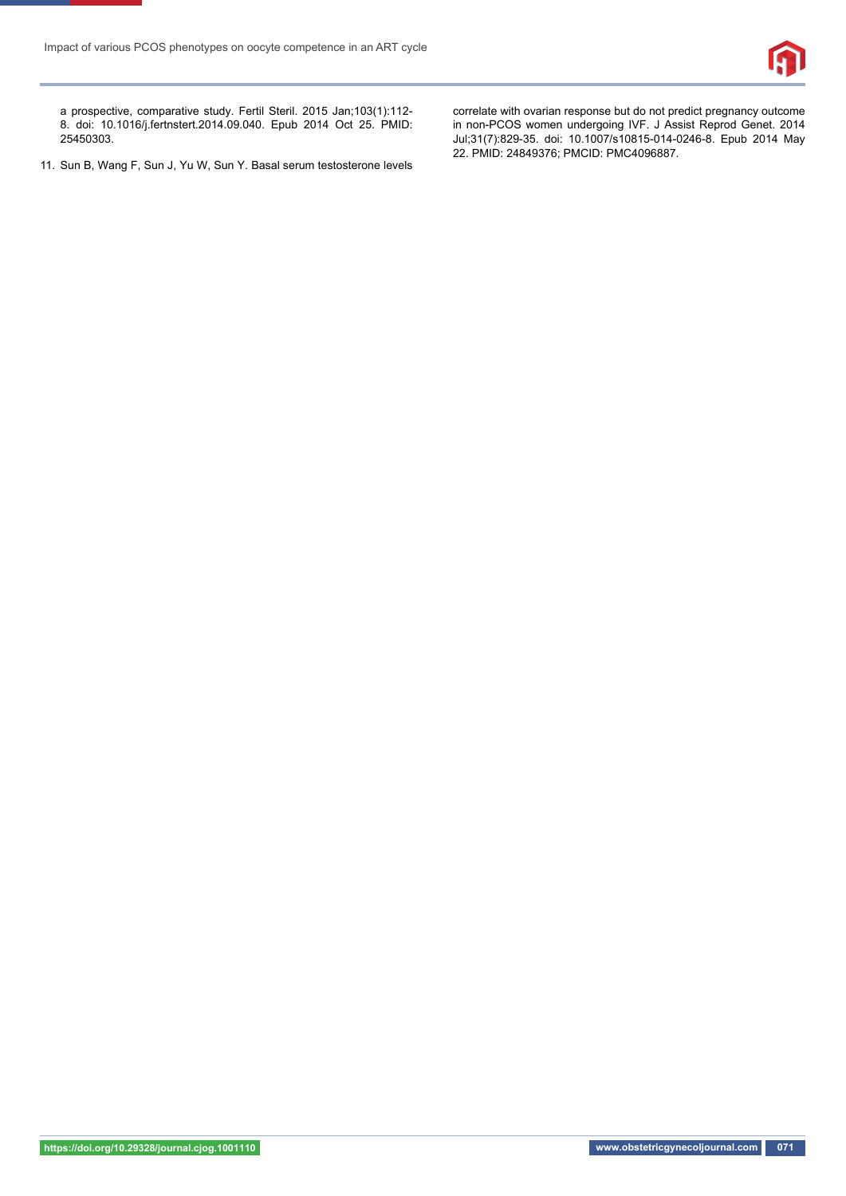a prospective, comparative study. Fertil Steril. 2015 Jan;103(1):112-8. doi: 10.1016/j.fertnstert.2014.09.040. Epub 2014 Oct 25. PMID: 25450303.

11. Sun B, Wang F, Sun J, Yu W, Sun Y. Basal serum testosterone levels correlate with ovarian response but do not predict pregnancy outcome in non-PCOS women undergoing IVF. J Assist Reprod Genet. 2014 Jul;31(7):829-35. doi: 10.1007/s10815-014-0246-8. Epub 2014 May 22. PMID: 24849376; PMCID: PMC4096887.